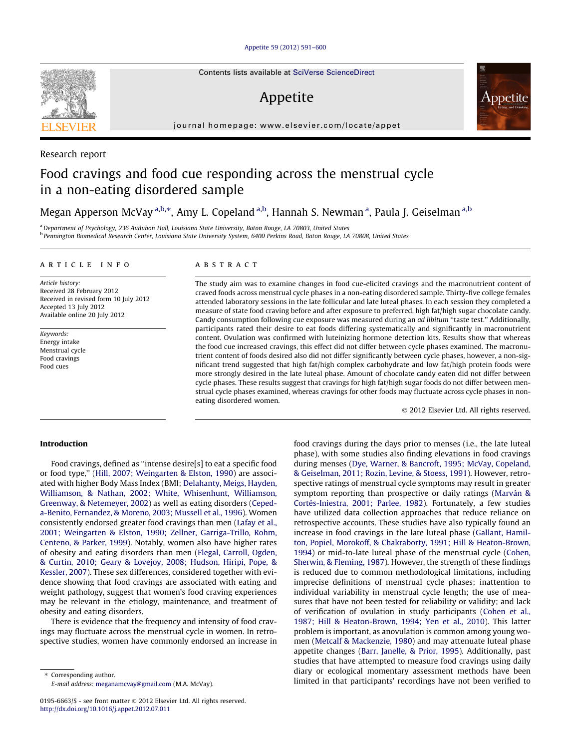Research report

# Food cravings and food cue responding across the menstrual cycle in a non-eating disordered sample

Megan Apperson McVay [a,b,*], Amy L. Copeland [a,b], Hannah S. Newman [a], Paula J. Geiselman [a,b]

[a] Department of Psychology, 236 Audubon Hall, Louisiana State University, Baton Rouge, LA 70803, United States

[b] Pennington Biomedical Research Center, Louisiana State University System, 6400 Perkins Road, Baton Rouge, LA 70808, United States

## ARTICLE INFO

*Article history:*
Received 28 February 2012
Received in revised form 10 July 2012
Accepted 13 July 2012
Available online 20 July 2012

*Keywords:*
Energy intake
Menstrual cycle
Food cravings
Food cues

## ABSTRACT

The study aim was to examine changes in food cue-elicited cravings and the macronutrient content of craved foods across menstrual cycle phases in a non-eating disordered sample. Thirty-five college females attended laboratory sessions in the late follicular and late luteal phases. In each session they completed a measure of state food craving before and after exposure to preferred, high fat/high sugar chocolate candy. Candy consumption following cue exposure was measured during an *ad libitum* "taste test." Additionally, participants rated their desire to eat foods differing systematically and significantly in macronutrient content. Ovulation was confirmed with luteinizing hormone detection kits. Results show that whereas the food cue increased cravings, this effect did not differ between cycle phases examined. The macronutrient content of foods desired also did not differ significantly between cycle phases, however, a non-significant trend suggested that high fat/high complex carbohydrate and low fat/high protein foods were more strongly desired in the late luteal phase. Amount of chocolate candy eaten did not differ between cycle phases. These results suggest that cravings for high fat/high sugar foods do not differ between menstrual cycle phases examined, whereas cravings for other foods may fluctuate across cycle phases in non-eating disordered women.

© 2012 Elsevier Ltd. All rights reserved.

## Introduction

Food cravings, defined as "intense desire[s] to eat a specific food or food type," (Hill, 2007; Weingarten & Elston, 1990) are associated with higher Body Mass Index (BMI; Delahanty, Meigs, Hayden, Williamson, & Nathan, 2002; White, Whisenhunt, Williamson, Greenway, & Netemeyer, 2002) as well as eating disorders (Cepeda-Benito, Fernandez, & Moreno, 2003; Mussell et al., 1996). Women consistently endorsed greater food cravings than men (Lafay et al., 2001; Weingarten & Elston, 1990; Zellner, Garriga-Trillo, Rohm, Centeno, & Parker, 1999). Notably, women also have higher rates of obesity and eating disorders than men (Flegal, Carroll, Ogden, & Curtin, 2010; Geary & Lovejoy, 2008; Hudson, Hiripi, Pope, & Kessler, 2007). These sex differences, considered together with evidence showing that food cravings are associated with eating and weight pathology, suggest that women's food craving experiences may be relevant in the etiology, maintenance, and treatment of obesity and eating disorders.

There is evidence that the frequency and intensity of food cravings may fluctuate across the menstrual cycle in women. In retrospective studies, women have commonly endorsed an increase in food cravings during the days prior to menses (i.e., the late luteal phase), with some studies also finding elevations in food cravings during menses (Dye, Warner, & Bancroft, 1995; McVay, Copeland, & Geiselman, 2011; Rozin, Levine, & Stoess, 1991). However, retrospective ratings of menstrual cycle symptoms may result in greater symptom reporting than prospective or daily ratings (Marván & Cortés-Iniestra, 2001; Parlee, 1982). Fortunately, a few studies have utilized data collection approaches that reduce reliance on retrospective accounts. These studies have also typically found an increase in food cravings in the late luteal phase (Gallant, Hamilton, Popiel, Morokoff, & Chakraborty, 1991; Hill & Heaton-Brown, 1994) or mid-to-late luteal phase of the menstrual cycle (Cohen, Sherwin, & Fleming, 1987). However, the strength of these findings is reduced due to common methodological limitations, including imprecise definitions of menstrual cycle phases; inattention to individual variability in menstrual cycle length; the use of measures that have not been tested for reliability or validity; and lack of verification of ovulation in study participants (Cohen et al., 1987; Hill & Heaton-Brown, 1994; Yen et al., 2010). This latter problem is important, as anovulation is common among young women (Metcalf & Mackenzie, 1980) and may attenuate luteal phase appetite changes (Barr, Janelle, & Prior, 1995). Additionally, past studies that have attempted to measure food cravings using daily diary or ecological momentary assessment methods have been limited in that participants' recordings have not been verified to

* Corresponding author.
E-mail address: meganamcvay@gmail.com (M.A. McVay).

0195-6663/$ - see front matter © 2012 Elsevier Ltd. All rights reserved.
http://dx.doi.org/10.1016/j.appet.2012.07.011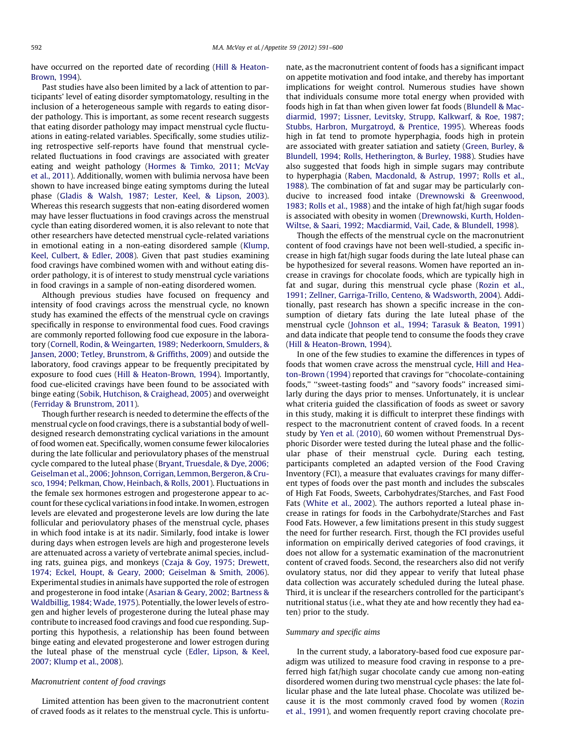have occurred on the reported date of recording (Hill & Heaton-Brown, 1994).

Past studies have also been limited by a lack of attention to participants' level of eating disorder symptomatology, resulting in the inclusion of a heterogeneous sample with regards to eating disorder pathology. This is important, as some recent research suggests that eating disorder pathology may impact menstrual cycle fluctuations in eating-related variables. Specifically, some studies utilizing retrospective self-reports have found that menstrual cycle-related fluctuations in food cravings are associated with greater eating and weight pathology (Hormes & Timko, 2011; McVay et al., 2011). Additionally, women with bulimia nervosa have been shown to have increased binge eating symptoms during the luteal phase (Gladis & Walsh, 1987; Lester, Keel, & Lipson, 2003). Whereas this research suggests that non-eating disordered women may have lesser fluctuations in food cravings across the menstrual cycle than eating disordered women, it is also relevant to note that other researchers have detected menstrual cycle-related variations in emotional eating in a non-eating disordered sample (Klump, Keel, Culbert, & Edler, 2008). Given that past studies examining food cravings have combined women with and without eating disorder pathology, it is of interest to study menstrual cycle variations in food cravings in a sample of non-eating disordered women.

Although previous studies have focused on frequency and intensity of food cravings across the menstrual cycle, no known study has examined the effects of the menstrual cycle on cravings specifically in response to environmental food cues. Food cravings are commonly reported following food cue exposure in the laboratory (Cornell, Rodin, & Weingarten, 1989; Nederkoorn, Smulders, & Jansen, 2000; Tetley, Brunstrom, & Griffiths, 2009) and outside the laboratory, food cravings appear to be frequently precipitated by exposure to food cues (Hill & Heaton-Brown, 1994). Importantly, food cue-elicited cravings have been found to be associated with binge eating (Sobik, Hutchison, & Craighead, 2005) and overweight (Ferriday & Brunstrom, 2011).

Though further research is needed to determine the effects of the menstrual cycle on food cravings, there is a substantial body of well-designed research demonstrating cyclical variations in the amount of food women eat. Specifically, women consume fewer kilocalories during the late follicular and periovulatory phases of the menstrual cycle compared to the luteal phase (Bryant, Truesdale, & Dye, 2006; Geiselman et al., 2006; Johnson, Corrigan, Lemmon, Bergeron, & Crusco, 1994; Pelkman, Chow, Heinbach, & Rolls, 2001). Fluctuations in the female sex hormones estrogen and progesterone appear to account for these cyclical variations in food intake. In women, estrogen levels are elevated and progesterone levels are low during the late follicular and periovulatory phases of the menstrual cycle, phases in which food intake is at its nadir. Similarly, food intake is lower during days when estrogen levels are high and progesterone levels are attenuated across a variety of vertebrate animal species, including rats, guinea pigs, and monkeys (Czaja & Goy, 1975; Drewett, 1974; Eckel, Houpt, & Geary, 2000; Geiselman & Smith, 2006). Experimental studies in animals have supported the role of estrogen and progesterone in food intake (Asarian & Geary, 2002; Bartness & Waldbillig, 1984; Wade, 1975). Potentially, the lower levels of estrogen and higher levels of progesterone during the luteal phase may contribute to increased food cravings and food cue responding. Supporting this hypothesis, a relationship has been found between binge eating and elevated progesterone and lower estrogen during the luteal phase of the menstrual cycle (Edler, Lipson, & Keel, 2007; Klump et al., 2008).

### Macronutrient content of food cravings

Limited attention has been given to the macronutrient content of craved foods as it relates to the menstrual cycle. This is unfortunate, as the macronutrient content of foods has a significant impact on appetite motivation and food intake, and thereby has important implications for weight control. Numerous studies have shown that individuals consume more total energy when provided with foods high in fat than when given lower fat foods (Blundell & Macdiarmid, 1997; Lissner, Levitsky, Strupp, Kalkwarf, & Roe, 1987; Stubbs, Harbron, Murgatroyd, & Prentice, 1995). Whereas foods high in fat tend to promote hyperphagia, foods high in protein are associated with greater satiation and satiety (Green, Burley, & Blundell, 1994; Rolls, Hetherington, & Burley, 1988). Studies have also suggested that foods high in simple sugars may contribute to hyperphagia (Raben, Macdonald, & Astrup, 1997; Rolls et al., 1988). The combination of fat and sugar may be particularly conducive to increased food intake (Drewnowski & Greenwood, 1983; Rolls et al., 1988) and the intake of high fat/high sugar foods is associated with obesity in women (Drewnowski, Kurth, Holden-Wiltse, & Saari, 1992; Macdiarmid, Vail, Cade, & Blundell, 1998).

Though the effects of the menstrual cycle on the macronutrient content of food cravings have not been well-studied, a specific increase in high fat/high sugar foods during the late luteal phase can be hypothesized for several reasons. Women have reported an increase in cravings for chocolate foods, which are typically high in fat and sugar, during this menstrual cycle phase (Rozin et al., 1991; Zellner, Garriga-Trillo, Centeno, & Wadsworth, 2004). Additionally, past research has shown a specific increase in the consumption of dietary fats during the late luteal phase of the menstrual cycle (Johnson et al., 1994; Tarasuk & Beaton, 1991) and data indicate that people tend to consume the foods they crave (Hill & Heaton-Brown, 1994).

In one of the few studies to examine the differences in types of foods that women crave across the menstrual cycle, Hill and Heaton-Brown (1994) reported that cravings for "chocolate-containing foods," "sweet-tasting foods" and "savory foods" increased similarly during the days prior to menses. Unfortunately, it is unclear what criteria guided the classification of foods as sweet or savory in this study, making it is difficult to interpret these findings with respect to the macronutrient content of craved foods. In a recent study by Yen et al. (2010), 60 women without Premenstrual Dysphoric Disorder were tested during the luteal phase and the follicular phase of their menstrual cycle. During each testing, participants completed an adapted version of the Food Craving Inventory (FCI), a measure that evaluates cravings for many different types of foods over the past month and includes the subscales of High Fat Foods, Sweets, Carbohydrates/Starches, and Fast Food Fats (White et al., 2002). The authors reported a luteal phase increase in ratings for foods in the Carbohydrate/Starches and Fast Food Fats. However, a few limitations present in this study suggest the need for further research. First, though the FCI provides useful information on empirically derived categories of food cravings, it does not allow for a systematic examination of the macronutrient content of craved foods. Second, the researchers also did not verify ovulatory status, nor did they appear to verify that luteal phase data collection was accurately scheduled during the luteal phase. Third, it is unclear if the researchers controlled for the participant's nutritional status (i.e., what they ate and how recently they had eaten) prior to the study.

### Summary and specific aims

In the current study, a laboratory-based food cue exposure paradigm was utilized to measure food craving in response to a preferred high fat/high sugar chocolate candy cue among non-eating disordered women during two menstrual cycle phases: the late follicular phase and the late luteal phase. Chocolate was utilized because it is the most commonly craved food by women (Rozin et al., 1991), and women frequently report craving chocolate pre-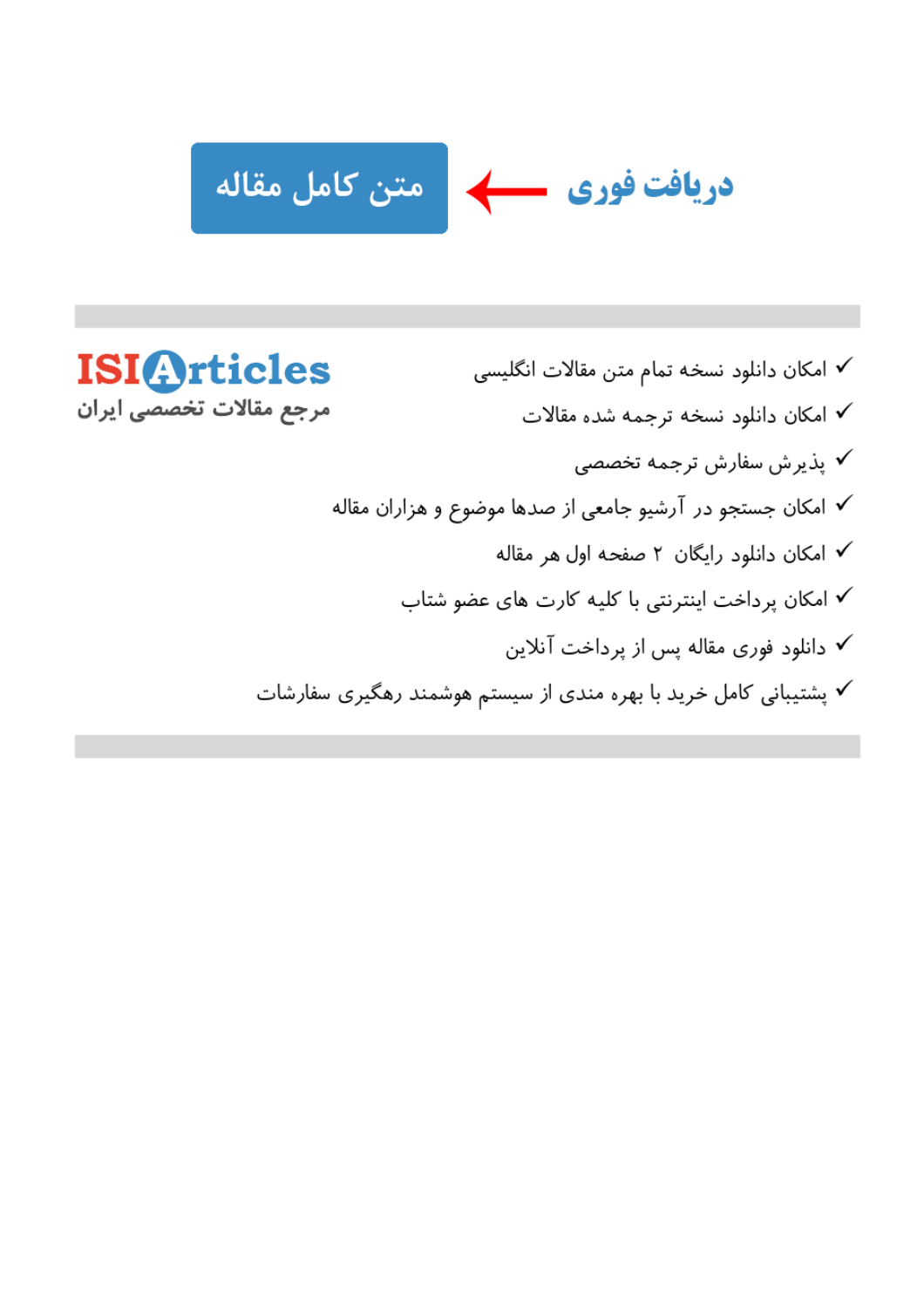دریافت فوری ← متن کامل مقاله

**ISIArticles**
مرجع مقالات تخصصی ایران

- ✓ امکان دانلود نسخه تمام متن مقالات انگلیسی
- ✓ امکان دانلود نسخه ترجمه شده مقالات
- ✓ پذیرش سفارش ترجمه تخصصی
- ✓ امکان جستجو در آرشیو جامعی از صدها موضوع و هزاران مقاله
- ✓ امکان دانلود رایگان ۲ صفحه اول هر مقاله
- ✓ امکان پرداخت اینترنتی با کلیه کارت های عضو شتاب
- ✓ دانلود فوری مقاله پس از پرداخت آنلاین
- ✓ پشتیبانی کامل خرید با بهره مندی از سیستم هوشمند رهگیری سفارشات